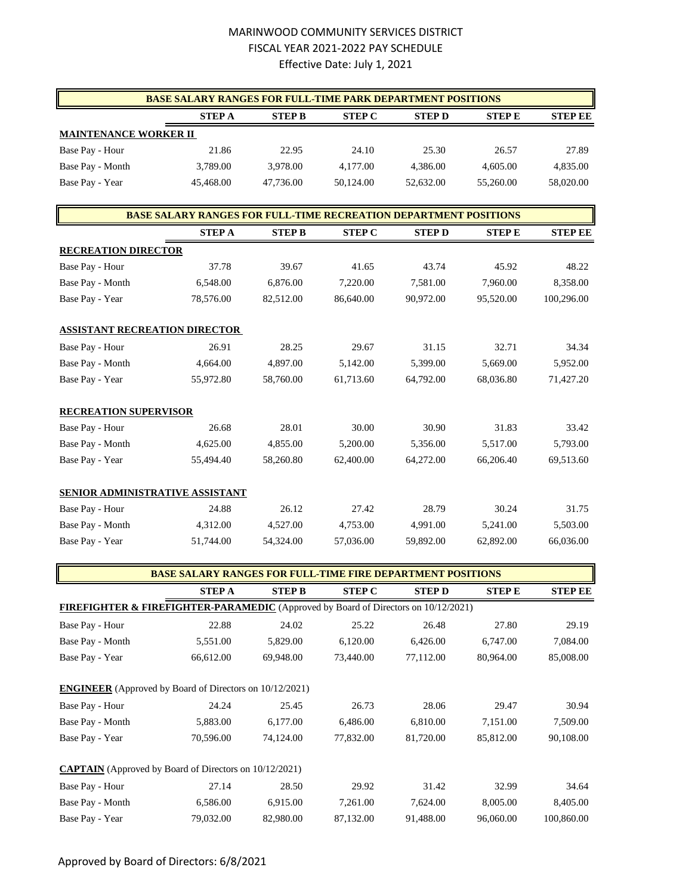# MARINWOOD COMMUNITY SERVICES DISTRICT
## FISCAL YEAR 2021-2022 PAY SCHEDULE
### Effective Date: July 1, 2021

| BASE SALARY RANGES FOR FULL-TIME PARK DEPARTMENT POSITIONS | | | | | | |
|---|---|---|---|---|---|---|
| | **STEP A** | **STEP B** | **STEP C** | **STEP D** | **STEP E** | **STEP EE** |
| **MAINTENANCE WORKER II** | | | | | | |
| Base Pay - Hour | 21.86 | 22.95 | 24.10 | 25.30 | 26.57 | 27.89 |
| Base Pay - Month | 3,789.00 | 3,978.00 | 4,177.00 | 4,386.00 | 4,605.00 | 4,835.00 |
| Base Pay - Year | 45,468.00 | 47,736.00 | 50,124.00 | 52,632.00 | 55,260.00 | 58,020.00 |

| BASE SALARY RANGES FOR FULL-TIME RECREATION DEPARTMENT POSITIONS | | | | | | |
|---|---|---|---|---|---|---|
| | **STEP A** | **STEP B** | **STEP C** | **STEP D** | **STEP E** | **STEP EE** |
| **RECREATION DIRECTOR** | | | | | | |
| Base Pay - Hour | 37.78 | 39.67 | 41.65 | 43.74 | 45.92 | 48.22 |
| Base Pay - Month | 6,548.00 | 6,876.00 | 7,220.00 | 7,581.00 | 7,960.00 | 8,358.00 |
| Base Pay - Year | 78,576.00 | 82,512.00 | 86,640.00 | 90,972.00 | 95,520.00 | 100,296.00 |
| **ASSISTANT RECREATION DIRECTOR** | | | | | | |
| Base Pay - Hour | 26.91 | 28.25 | 29.67 | 31.15 | 32.71 | 34.34 |
| Base Pay - Month | 4,664.00 | 4,897.00 | 5,142.00 | 5,399.00 | 5,669.00 | 5,952.00 |
| Base Pay - Year | 55,972.80 | 58,760.00 | 61,713.60 | 64,792.00 | 68,036.80 | 71,427.20 |
| **RECREATION SUPERVISOR** | | | | | | |
| Base Pay - Hour | 26.68 | 28.01 | 30.00 | 30.90 | 31.83 | 33.42 |
| Base Pay - Month | 4,625.00 | 4,855.00 | 5,200.00 | 5,356.00 | 5,517.00 | 5,793.00 |
| Base Pay - Year | 55,494.40 | 58,260.80 | 62,400.00 | 64,272.00 | 66,206.40 | 69,513.60 |
| **SENIOR ADMINISTRATIVE ASSISTANT** | | | | | | |
| Base Pay - Hour | 24.88 | 26.12 | 27.42 | 28.79 | 30.24 | 31.75 |
| Base Pay - Month | 4,312.00 | 4,527.00 | 4,753.00 | 4,991.00 | 5,241.00 | 5,503.00 |
| Base Pay - Year | 51,744.00 | 54,324.00 | 57,036.00 | 59,892.00 | 62,892.00 | 66,036.00 |

| BASE SALARY RANGES FOR FULL-TIME FIRE DEPARTMENT POSITIONS | | | | | | |
|---|---|---|---|---|---|---|
| | **STEP A** | **STEP B** | **STEP C** | **STEP D** | **STEP E** | **STEP EE** |
| **FIREFIGHTER & FIREFIGHTER-PARAMEDIC** (Approved by Board of Directors on 10/12/2021) | | | | | | |
| Base Pay - Hour | 22.88 | 24.02 | 25.22 | 26.48 | 27.80 | 29.19 |
| Base Pay - Month | 5,551.00 | 5,829.00 | 6,120.00 | 6,426.00 | 6,747.00 | 7,084.00 |
| Base Pay - Year | 66,612.00 | 69,948.00 | 73,440.00 | 77,112.00 | 80,964.00 | 85,008.00 |
| **ENGINEER** (Approved by Board of Directors on 10/12/2021) | | | | | | |
| Base Pay - Hour | 24.24 | 25.45 | 26.73 | 28.06 | 29.47 | 30.94 |
| Base Pay - Month | 5,883.00 | 6,177.00 | 6,486.00 | 6,810.00 | 7,151.00 | 7,509.00 |
| Base Pay - Year | 70,596.00 | 74,124.00 | 77,832.00 | 81,720.00 | 85,812.00 | 90,108.00 |
| **CAPTAIN** (Approved by Board of Directors on 10/12/2021) | | | | | | |
| Base Pay - Hour | 27.14 | 28.50 | 29.92 | 31.42 | 32.99 | 34.64 |
| Base Pay - Month | 6,586.00 | 6,915.00 | 7,261.00 | 7,624.00 | 8,005.00 | 8,405.00 |
| Base Pay - Year | 79,032.00 | 82,980.00 | 87,132.00 | 91,488.00 | 96,060.00 | 100,860.00 |

Approved by Board of Directors: 6/8/2021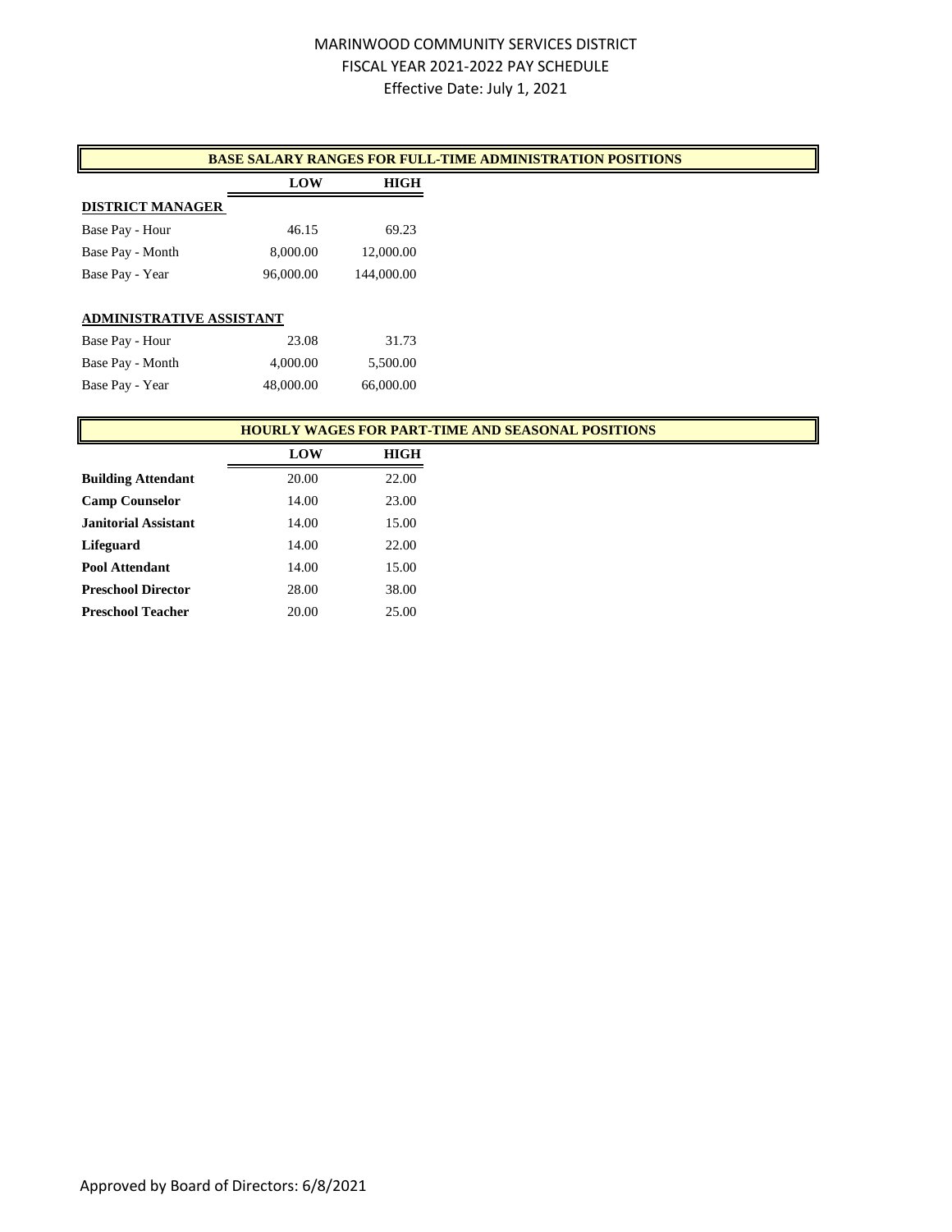MARINWOOD COMMUNITY SERVICES DISTRICT
FISCAL YEAR 2021-2022 PAY SCHEDULE
Effective Date: July 1, 2021

## BASE SALARY RANGES FOR FULL-TIME ADMINISTRATION POSITIONS

| | LOW | HIGH |
|---|---|---|
| **DISTRICT MANAGER** | | |
| Base Pay - Hour | 46.15 | 69.23 |
| Base Pay - Month | 8,000.00 | 12,000.00 |
| Base Pay - Year | 96,000.00 | 144,000.00 |
| | | |
| **ADMINISTRATIVE ASSISTANT** | | |
| Base Pay - Hour | 23.08 | 31.73 |
| Base Pay - Month | 4,000.00 | 5,500.00 |
| Base Pay - Year | 48,000.00 | 66,000.00 |

## HOURLY WAGES FOR PART-TIME AND SEASONAL POSITIONS

| | LOW | HIGH |
|---|---|---|
| **Building Attendant** | 20.00 | 22.00 |
| **Camp Counselor** | 14.00 | 23.00 |
| **Janitorial Assistant** | 14.00 | 15.00 |
| **Lifeguard** | 14.00 | 22.00 |
| **Pool Attendant** | 14.00 | 15.00 |
| **Preschool Director** | 28.00 | 38.00 |
| **Preschool Teacher** | 20.00 | 25.00 |

Approved by Board of Directors: 6/8/2021